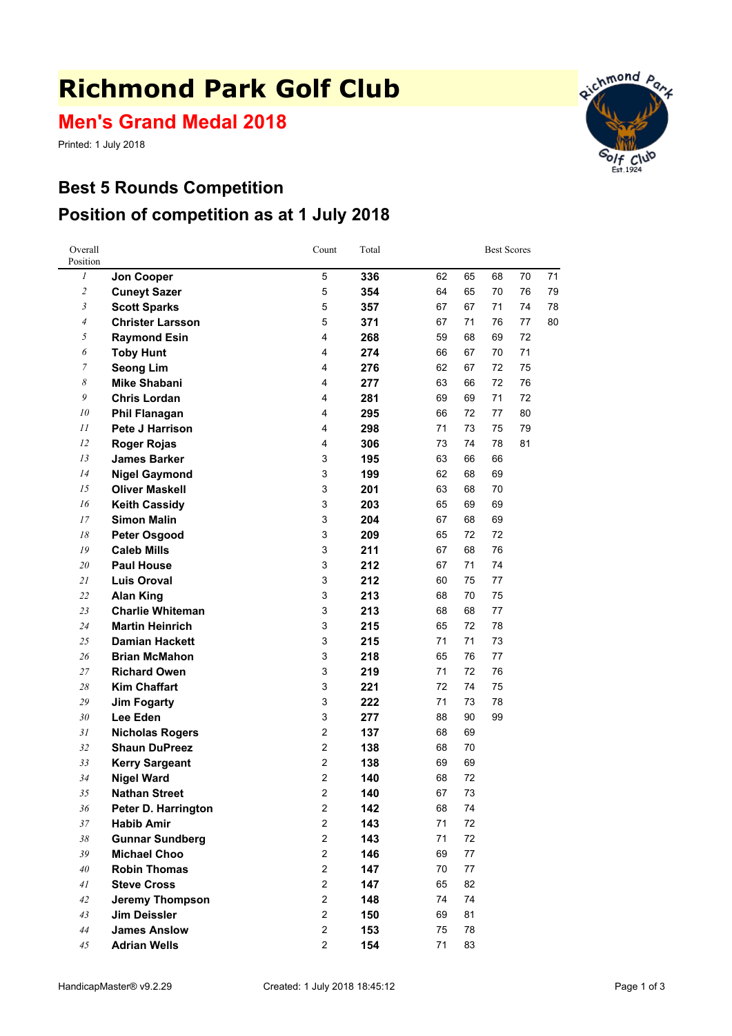# Richmond Park Golf Club

## Men's Grand Medal 2018

Printed: 1 July 2018

## Best 5 Rounds Competition

## Position of competition as at 1 July 2018

| Overall Position | | Count | Total | Best Scores | | | | |
|---|---|---|---|---|---|---|---|---|
| *1* | **Jon Cooper** | 5 | **336** | 62 | 65 | 68 | 70 | 71 |
| *2* | **Cuneyt Sazer** | 5 | **354** | 64 | 65 | 70 | 76 | 79 |
| *3* | **Scott Sparks** | 5 | **357** | 67 | 67 | 71 | 74 | 78 |
| *4* | **Christer Larsson** | 5 | **371** | 67 | 71 | 76 | 77 | 80 |
| *5* | **Raymond Esin** | 4 | **268** | 59 | 68 | 69 | 72 | |
| *6* | **Toby Hunt** | 4 | **274** | 66 | 67 | 70 | 71 | |
| *7* | **Seong Lim** | 4 | **276** | 62 | 67 | 72 | 75 | |
| *8* | **Mike Shabani** | 4 | **277** | 63 | 66 | 72 | 76 | |
| *9* | **Chris Lordan** | 4 | **281** | 69 | 69 | 71 | 72 | |
| *10* | **Phil Flanagan** | 4 | **295** | 66 | 72 | 77 | 80 | |
| *11* | **Pete J Harrison** | 4 | **298** | 71 | 73 | 75 | 79 | |
| *12* | **Roger Rojas** | 4 | **306** | 73 | 74 | 78 | 81 | |
| *13* | **James Barker** | 3 | **195** | 63 | 66 | 66 | | |
| *14* | **Nigel Gaymond** | 3 | **199** | 62 | 68 | 69 | | |
| *15* | **Oliver Maskell** | 3 | **201** | 63 | 68 | 70 | | |
| *16* | **Keith Cassidy** | 3 | **203** | 65 | 69 | 69 | | |
| *17* | **Simon Malin** | 3 | **204** | 67 | 68 | 69 | | |
| *18* | **Peter Osgood** | 3 | **209** | 65 | 72 | 72 | | |
| *19* | **Caleb Mills** | 3 | **211** | 67 | 68 | 76 | | |
| *20* | **Paul House** | 3 | **212** | 67 | 71 | 74 | | |
| *21* | **Luis Oroval** | 3 | **212** | 60 | 75 | 77 | | |
| *22* | **Alan King** | 3 | **213** | 68 | 70 | 75 | | |
| *23* | **Charlie Whiteman** | 3 | **213** | 68 | 68 | 77 | | |
| *24* | **Martin Heinrich** | 3 | **215** | 65 | 72 | 78 | | |
| *25* | **Damian Hackett** | 3 | **215** | 71 | 71 | 73 | | |
| *26* | **Brian McMahon** | 3 | **218** | 65 | 76 | 77 | | |
| *27* | **Richard Owen** | 3 | **219** | 71 | 72 | 76 | | |
| *28* | **Kim Chaffart** | 3 | **221** | 72 | 74 | 75 | | |
| *29* | **Jim Fogarty** | 3 | **222** | 71 | 73 | 78 | | |
| *30* | **Lee Eden** | 3 | **277** | 88 | 90 | 99 | | |
| *31* | **Nicholas Rogers** | 2 | **137** | 68 | 69 | | | |
| *32* | **Shaun DuPreez** | 2 | **138** | 68 | 70 | | | |
| *33* | **Kerry Sargeant** | 2 | **138** | 69 | 69 | | | |
| *34* | **Nigel Ward** | 2 | **140** | 68 | 72 | | | |
| *35* | **Nathan Street** | 2 | **140** | 67 | 73 | | | |
| *36* | **Peter D. Harrington** | 2 | **142** | 68 | 74 | | | |
| *37* | **Habib Amir** | 2 | **143** | 71 | 72 | | | |
| *38* | **Gunnar Sundberg** | 2 | **143** | 71 | 72 | | | |
| *39* | **Michael Choo** | 2 | **146** | 69 | 77 | | | |
| *40* | **Robin Thomas** | 2 | **147** | 70 | 77 | | | |
| *41* | **Steve Cross** | 2 | **147** | 65 | 82 | | | |
| *42* | **Jeremy Thompson** | 2 | **148** | 74 | 74 | | | |
| *43* | **Jim Deissler** | 2 | **150** | 69 | 81 | | | |
| *44* | **James Anslow** | 2 | **153** | 75 | 78 | | | |
| *45* | **Adrian Wells** | 2 | **154** | 71 | 83 | | | |

HandicapMaster® v9.2.29 Created: 1 July 2018 18:45:12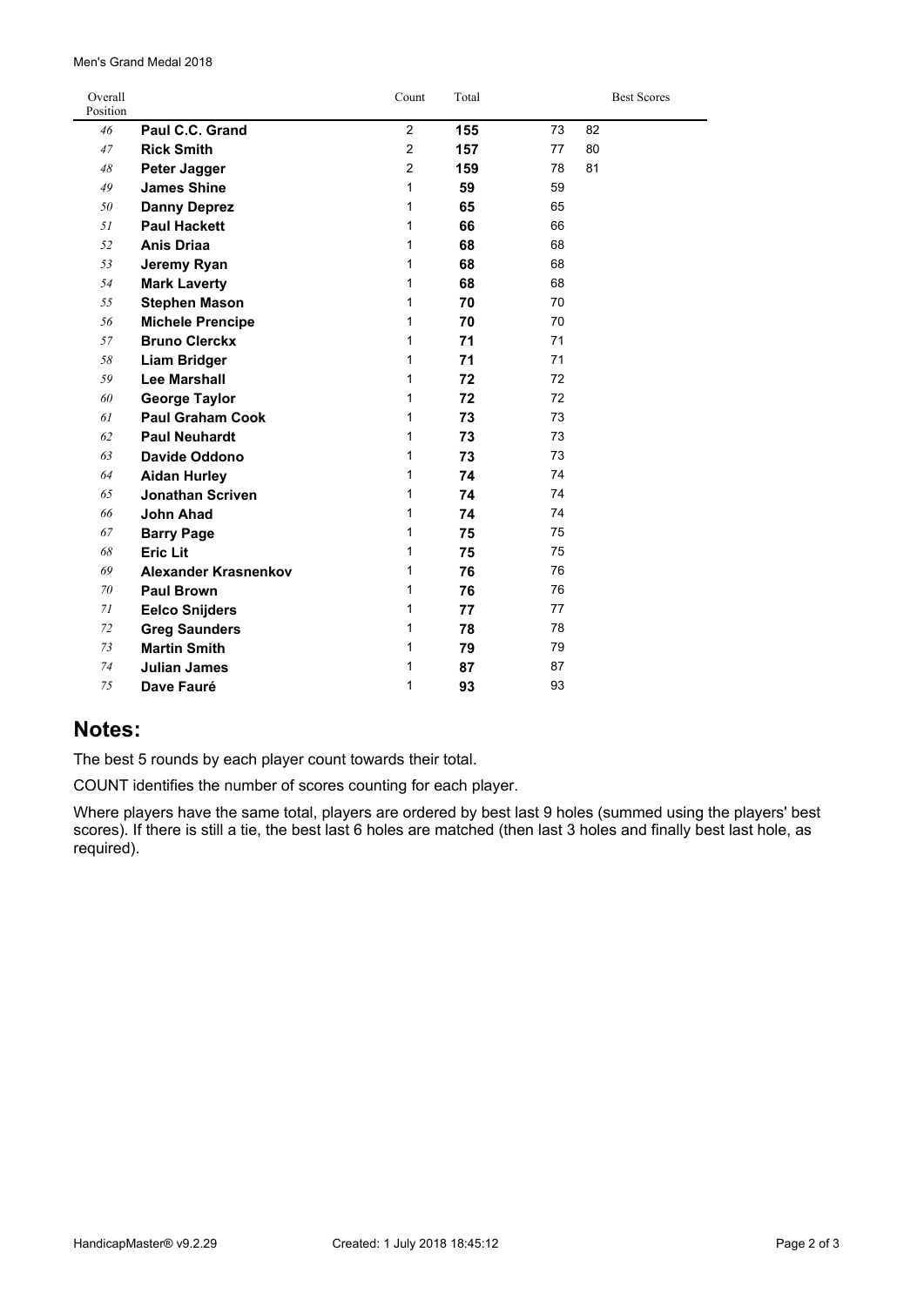Men's Grand Medal 2018

| Overall Position | | Count | Total | Best Scores | |
|---|---|---|---|---|---|
| 46 | **Paul C.C. Grand** | 2 | **155** | 73 | 82 |
| 47 | **Rick Smith** | 2 | **157** | 77 | 80 |
| 48 | **Peter Jagger** | 2 | **159** | 78 | 81 |
| 49 | **James Shine** | 1 | **59** | 59 | |
| 50 | **Danny Deprez** | 1 | **65** | 65 | |
| 51 | **Paul Hackett** | 1 | **66** | 66 | |
| 52 | **Anis Driaa** | 1 | **68** | 68 | |
| 53 | **Jeremy Ryan** | 1 | **68** | 68 | |
| 54 | **Mark Laverty** | 1 | **68** | 68 | |
| 55 | **Stephen Mason** | 1 | **70** | 70 | |
| 56 | **Michele Prencipe** | 1 | **70** | 70 | |
| 57 | **Bruno Clerckx** | 1 | **71** | 71 | |
| 58 | **Liam Bridger** | 1 | **71** | 71 | |
| 59 | **Lee Marshall** | 1 | **72** | 72 | |
| 60 | **George Taylor** | 1 | **72** | 72 | |
| 61 | **Paul Graham Cook** | 1 | **73** | 73 | |
| 62 | **Paul Neuhardt** | 1 | **73** | 73 | |
| 63 | **Davide Oddono** | 1 | **73** | 73 | |
| 64 | **Aidan Hurley** | 1 | **74** | 74 | |
| 65 | **Jonathan Scriven** | 1 | **74** | 74 | |
| 66 | **John Ahad** | 1 | **74** | 74 | |
| 67 | **Barry Page** | 1 | **75** | 75 | |
| 68 | **Eric Lit** | 1 | **75** | 75 | |
| 69 | **Alexander Krasnenkov** | 1 | **76** | 76 | |
| 70 | **Paul Brown** | 1 | **76** | 76 | |
| 71 | **Eelco Snijders** | 1 | **77** | 77 | |
| 72 | **Greg Saunders** | 1 | **78** | 78 | |
| 73 | **Martin Smith** | 1 | **79** | 79 | |
| 74 | **Julian James** | 1 | **87** | 87 | |
| 75 | **Dave Fauré** | 1 | **93** | 93 | |

## Notes:

The best 5 rounds by each player count towards their total.

COUNT identifies the number of scores counting for each player.

Where players have the same total, players are ordered by best last 9 holes (summed using the players' best scores). If there is still a tie, the best last 6 holes are matched (then last 3 holes and finally best last hole, as required).

HandicapMaster® v9.2.29 Created: 1 July 2018 18:45:12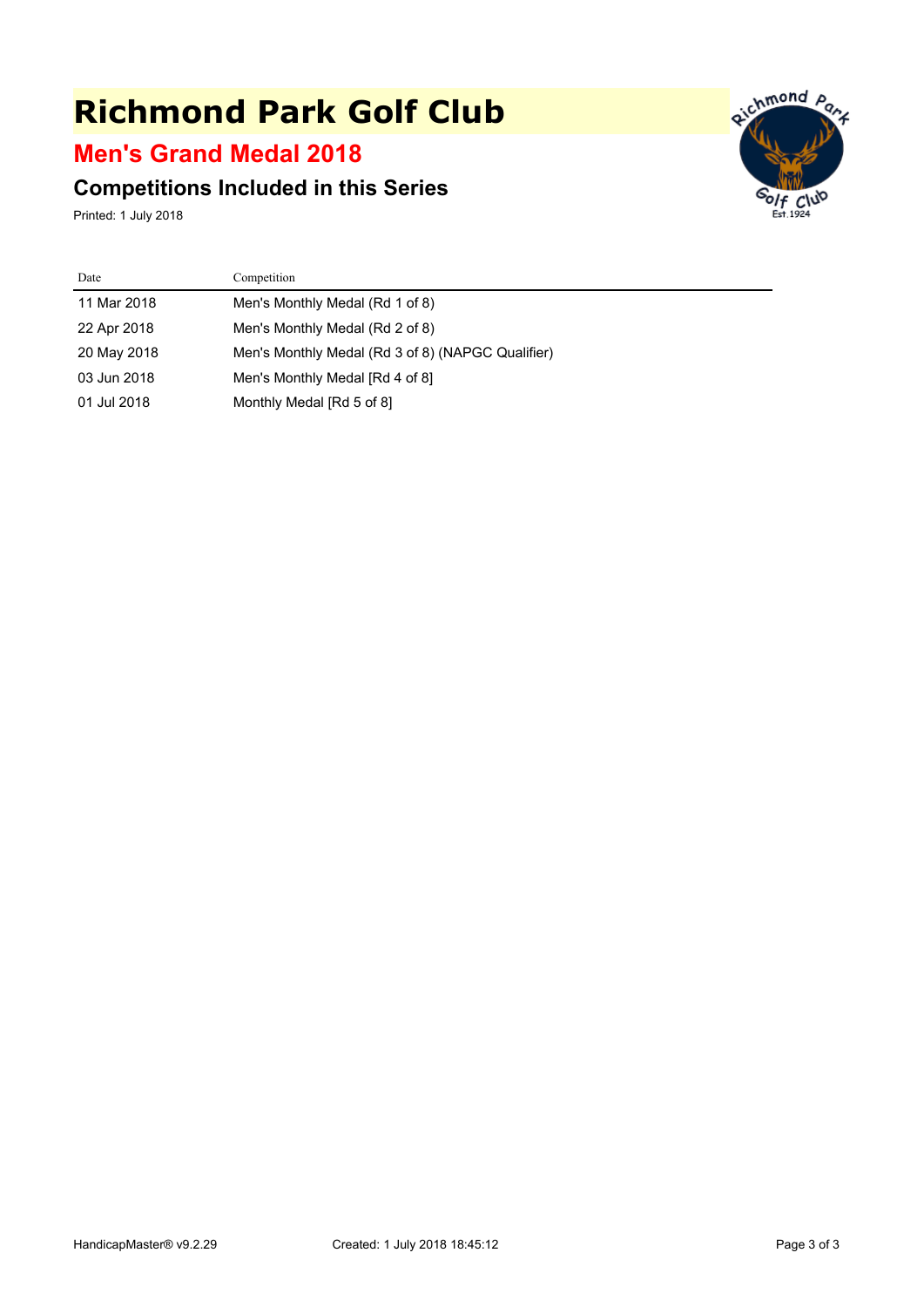# Richmond Park Golf Club

## Men's Grand Medal 2018

### Competitions Included in this Series

Printed: 1 July 2018

| Date | Competition |
|---|---|
| 11 Mar 2018 | Men's Monthly Medal (Rd 1 of 8) |
| 22 Apr 2018 | Men's Monthly Medal (Rd 2 of 8) |
| 20 May 2018 | Men's Monthly Medal (Rd 3 of 8) (NAPGC Qualifier) |
| 03 Jun 2018 | Men's Monthly Medal [Rd 4 of 8] |
| 01 Jul 2018 | Monthly Medal [Rd 5 of 8] |

HandicapMaster® v9.2.29 Created: 1 July 2018 18:45:12